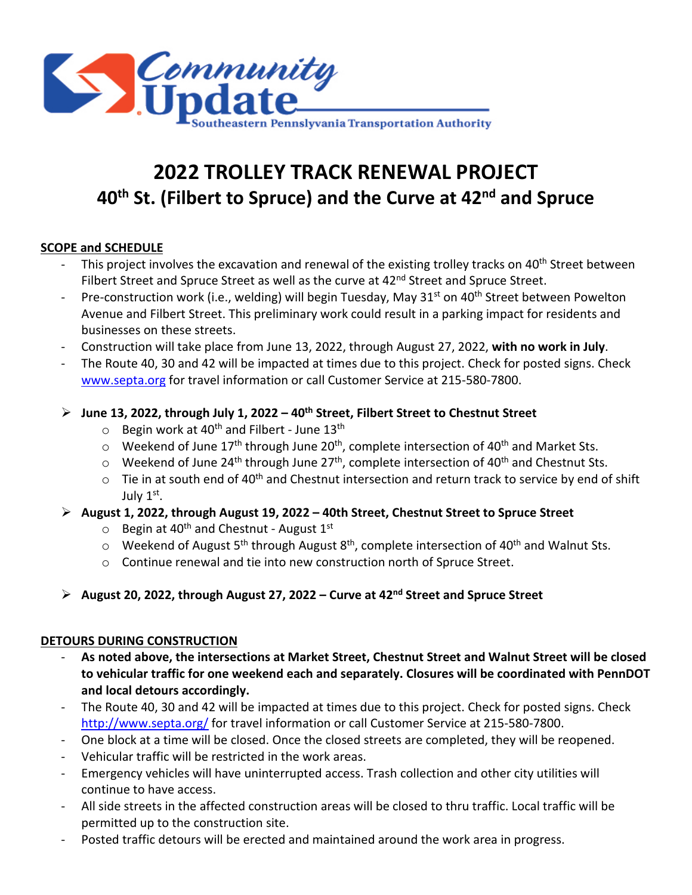Community Update

Southeastern Pennsylvania Transportation Authority

# 2022 TROLLEY TRACK RENEWAL PROJECT

## 40th St. (Filbert to Spruce) and the Curve at 42nd and Spruce

**SCOPE and SCHEDULE**

- This project involves the excavation and renewal of the existing trolley tracks on 40th Street between Filbert Street and Spruce Street as well as the curve at 42nd Street and Spruce Street.
- Pre-construction work (i.e., welding) will begin Tuesday, May 31st on 40th Street between Powelton Avenue and Filbert Street. This preliminary work could result in a parking impact for residents and businesses on these streets.
- Construction will take place from June 13, 2022, through August 27, 2022, **with no work in July**.
- The Route 40, 30 and 42 will be impacted at times due to this project. Check for posted signs. Check www.septa.org for travel information or call Customer Service at 215-580-7800.

- **June 13, 2022, through July 1, 2022 – 40th Street, Filbert Street to Chestnut Street**
  - Begin work at 40th and Filbert - June 13th
  - Weekend of June 17th through June 20th, complete intersection of 40th and Market Sts.
  - Weekend of June 24th through June 27th, complete intersection of 40th and Chestnut Sts.
  - Tie in at south end of 40th and Chestnut intersection and return track to service by end of shift July 1st.
- **August 1, 2022, through August 19, 2022 – 40th Street, Chestnut Street to Spruce Street**
  - Begin at 40th and Chestnut - August 1st
  - Weekend of August 5th through August 8th, complete intersection of 40th and Walnut Sts.
  - Continue renewal and tie into new construction north of Spruce Street.

- **August 20, 2022, through August 27, 2022 – Curve at 42nd Street and Spruce Street**

**DETOURS DURING CONSTRUCTION**

- **As noted above, the intersections at Market Street, Chestnut Street and Walnut Street will be closed to vehicular traffic for one weekend each and separately. Closures will be coordinated with PennDOT and local detours accordingly.**
- The Route 40, 30 and 42 will be impacted at times due to this project. Check for posted signs. Check http://www.septa.org/ for travel information or call Customer Service at 215-580-7800.
- One block at a time will be closed. Once the closed streets are completed, they will be reopened.
- Vehicular traffic will be restricted in the work areas.
- Emergency vehicles will have uninterrupted access. Trash collection and other city utilities will continue to have access.
- All side streets in the affected construction areas will be closed to thru traffic. Local traffic will be permitted up to the construction site.
- Posted traffic detours will be erected and maintained around the work area in progress.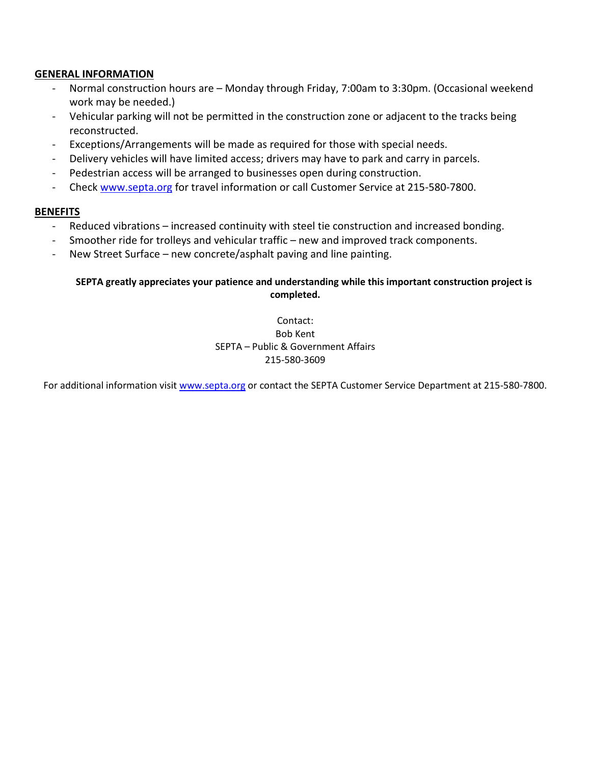## GENERAL INFORMATION

- Normal construction hours are – Monday through Friday, 7:00am to 3:30pm. (Occasional weekend work may be needed.)
- Vehicular parking will not be permitted in the construction zone or adjacent to the tracks being reconstructed.
- Exceptions/Arrangements will be made as required for those with special needs.
- Delivery vehicles will have limited access; drivers may have to park and carry in parcels.
- Pedestrian access will be arranged to businesses open during construction.
- Check [www.septa.org](http://www.septa.org) for travel information or call Customer Service at 215-580-7800.

## BENEFITS

- Reduced vibrations – increased continuity with steel tie construction and increased bonding.
- Smoother ride for trolleys and vehicular traffic – new and improved track components.
- New Street Surface – new concrete/asphalt paving and line painting.

**SEPTA greatly appreciates your patience and understanding while this important construction project is completed.**

Contact:
Bob Kent
SEPTA – Public & Government Affairs
215-580-3609

For additional information visit [www.septa.org](http://www.septa.org) or contact the SEPTA Customer Service Department at 215-580-7800.